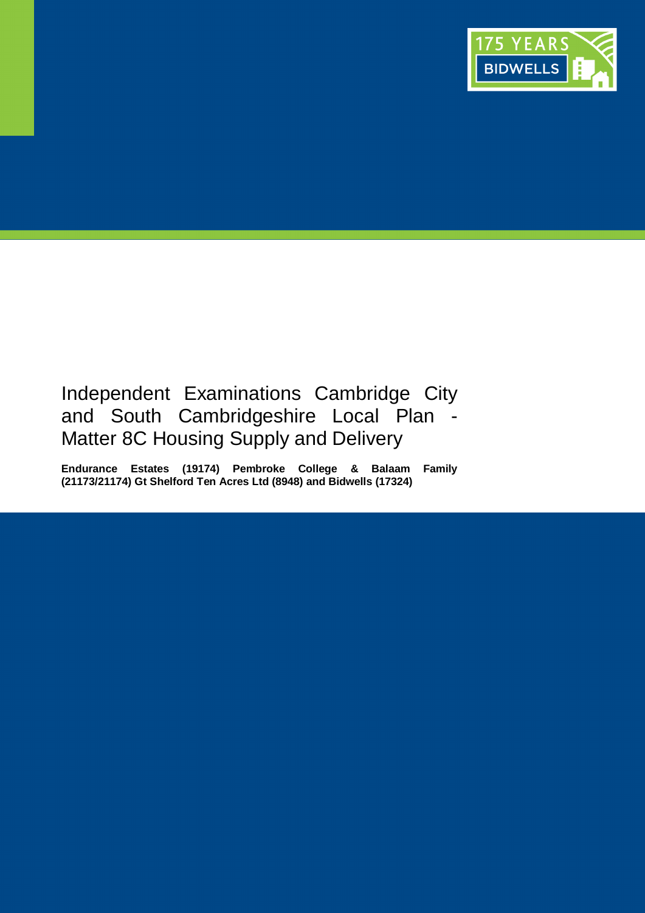# Independent Examinations Cambridge City and South Cambridgeshire Local Plan - Matter 8C Housing Supply and Delivery

**Endurance Estates (19174) Pembroke College & Balaam Family (21173/21174) Gt Shelford Ten Acres Ltd (8948) and Bidwells (17324)**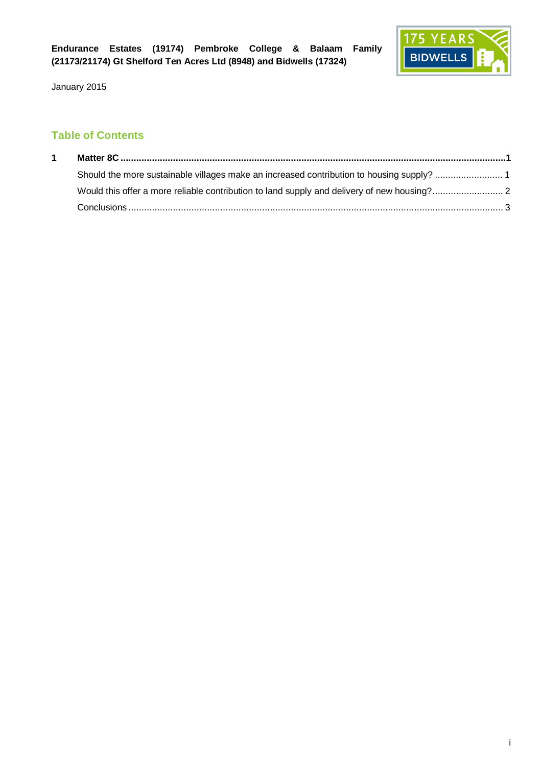**Endurance Estates (19174) Pembroke College & Balaam Family (21173/21174) Gt Shelford Ten Acres Ltd (8948) and Bidwells (17324)**

January 2015

## Table of Contents

| | | |
|---|---|---|
| **1** | **Matter 8C** | **1** |
| | Should the more sustainable villages make an increased contribution to housing supply? | 1 |
| | Would this offer a more reliable contribution to land supply and delivery of new housing? | 2 |
| | Conclusions | 3 |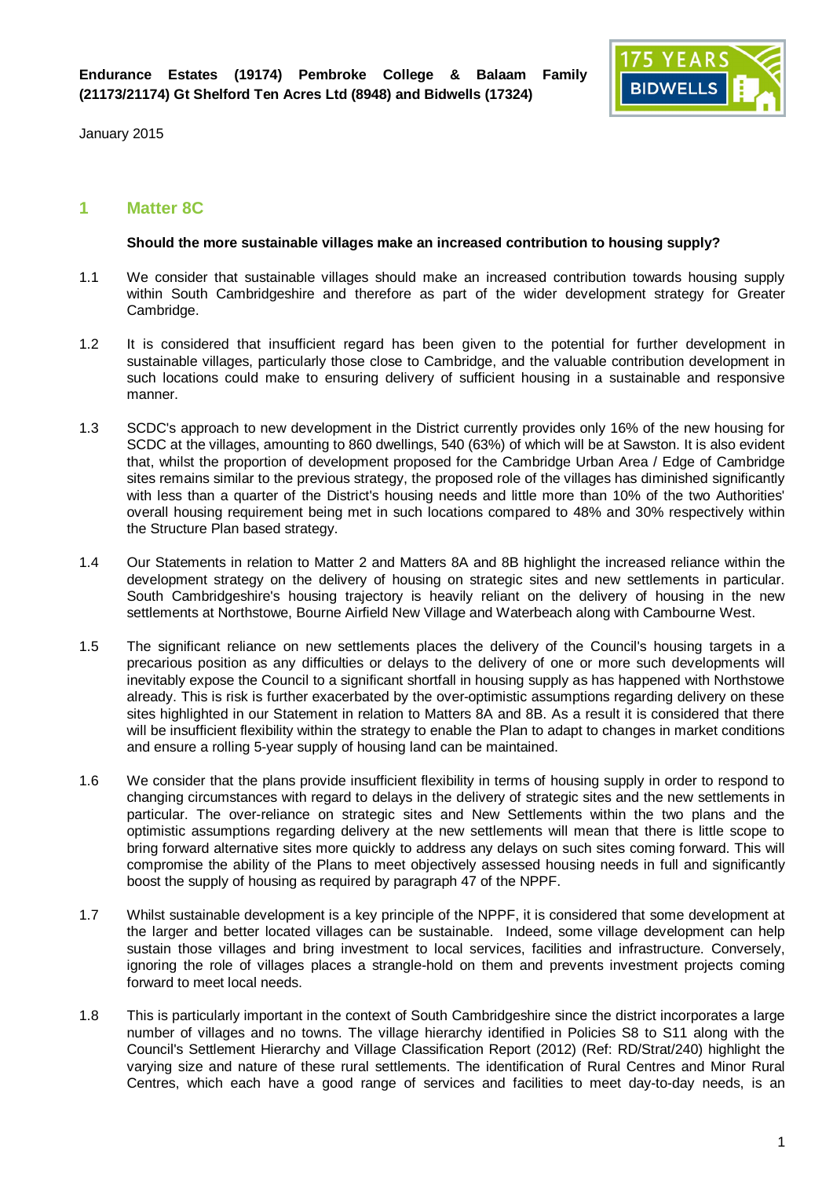**Endurance Estates (19174) Pembroke College & Balaam Family (21173/21174) Gt Shelford Ten Acres Ltd (8948) and Bidwells (17324)**

January 2015

## 1 Matter 8C

**Should the more sustainable villages make an increased contribution to housing supply?**

1.1 We consider that sustainable villages should make an increased contribution towards housing supply within South Cambridgeshire and therefore as part of the wider development strategy for Greater Cambridge.

1.2 It is considered that insufficient regard has been given to the potential for further development in sustainable villages, particularly those close to Cambridge, and the valuable contribution development in such locations could make to ensuring delivery of sufficient housing in a sustainable and responsive manner.

1.3 SCDC's approach to new development in the District currently provides only 16% of the new housing for SCDC at the villages, amounting to 860 dwellings, 540 (63%) of which will be at Sawston. It is also evident that, whilst the proportion of development proposed for the Cambridge Urban Area / Edge of Cambridge sites remains similar to the previous strategy, the proposed role of the villages has diminished significantly with less than a quarter of the District's housing needs and little more than 10% of the two Authorities' overall housing requirement being met in such locations compared to 48% and 30% respectively within the Structure Plan based strategy.

1.4 Our Statements in relation to Matter 2 and Matters 8A and 8B highlight the increased reliance within the development strategy on the delivery of housing on strategic sites and new settlements in particular. South Cambridgeshire's housing trajectory is heavily reliant on the delivery of housing in the new settlements at Northstowe, Bourne Airfield New Village and Waterbeach along with Cambourne West.

1.5 The significant reliance on new settlements places the delivery of the Council's housing targets in a precarious position as any difficulties or delays to the delivery of one or more such developments will inevitably expose the Council to a significant shortfall in housing supply as has happened with Northstowe already. This is risk is further exacerbated by the over-optimistic assumptions regarding delivery on these sites highlighted in our Statement in relation to Matters 8A and 8B. As a result it is considered that there will be insufficient flexibility within the strategy to enable the Plan to adapt to changes in market conditions and ensure a rolling 5-year supply of housing land can be maintained.

1.6 We consider that the plans provide insufficient flexibility in terms of housing supply in order to respond to changing circumstances with regard to delays in the delivery of strategic sites and the new settlements in particular. The over-reliance on strategic sites and New Settlements within the two plans and the optimistic assumptions regarding delivery at the new settlements will mean that there is little scope to bring forward alternative sites more quickly to address any delays on such sites coming forward. This will compromise the ability of the Plans to meet objectively assessed housing needs in full and significantly boost the supply of housing as required by paragraph 47 of the NPPF.

1.7 Whilst sustainable development is a key principle of the NPPF, it is considered that some development at the larger and better located villages can be sustainable. Indeed, some village development can help sustain those villages and bring investment to local services, facilities and infrastructure. Conversely, ignoring the role of villages places a strangle-hold on them and prevents investment projects coming forward to meet local needs.

1.8 This is particularly important in the context of South Cambridgeshire since the district incorporates a large number of villages and no towns. The village hierarchy identified in Policies S8 to S11 along with the Council's Settlement Hierarchy and Village Classification Report (2012) (Ref: RD/Strat/240) highlight the varying size and nature of these rural settlements. The identification of Rural Centres and Minor Rural Centres, which each have a good range of services and facilities to meet day-to-day needs, is an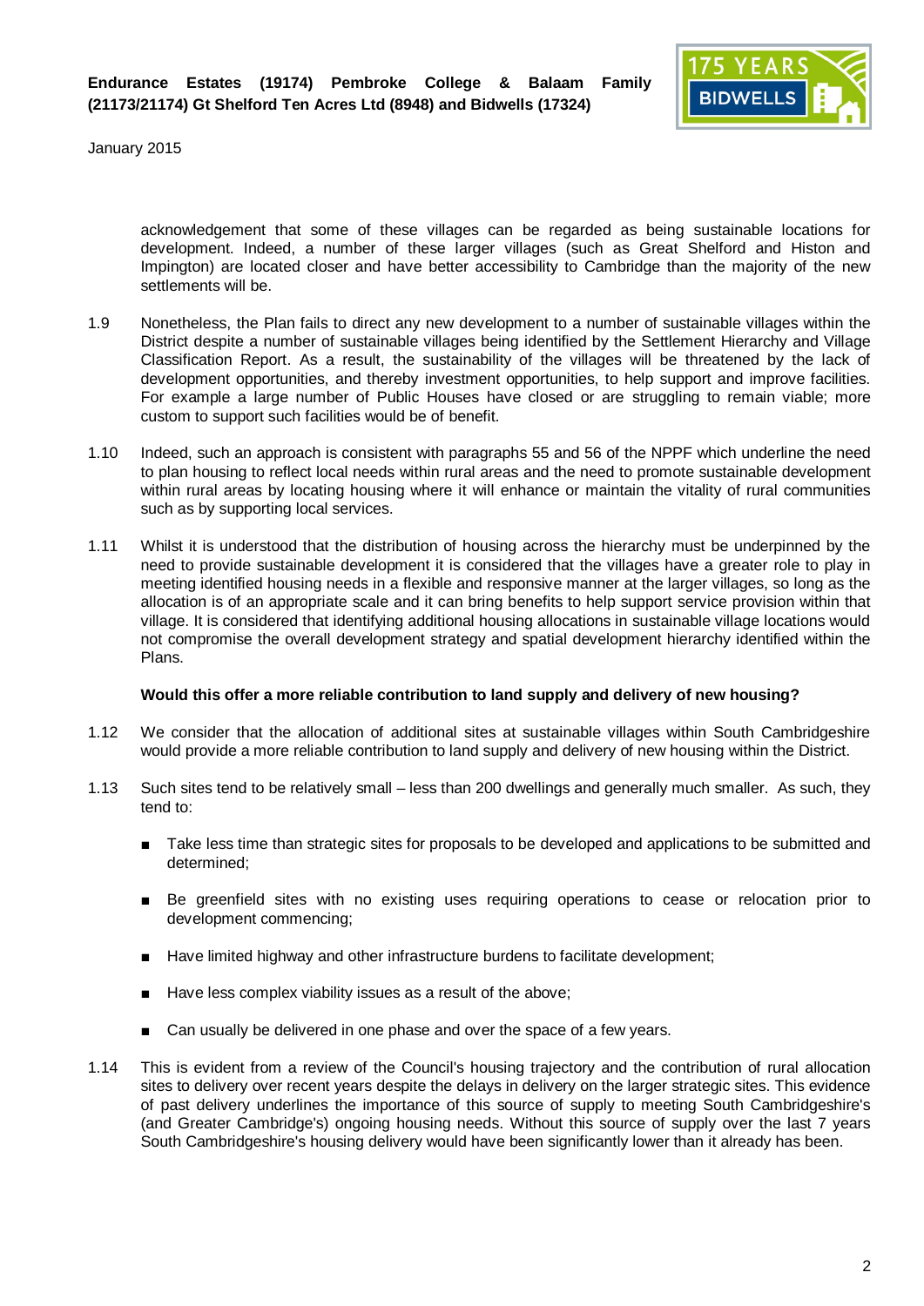acknowledgement that some of these villages can be regarded as being sustainable locations for development. Indeed, a number of these larger villages (such as Great Shelford and Histon and Impington) are located closer and have better accessibility to Cambridge than the majority of the new settlements will be.

1.9 Nonetheless, the Plan fails to direct any new development to a number of sustainable villages within the District despite a number of sustainable villages being identified by the Settlement Hierarchy and Village Classification Report. As a result, the sustainability of the villages will be threatened by the lack of development opportunities, and thereby investment opportunities, to help support and improve facilities. For example a large number of Public Houses have closed or are struggling to remain viable; more custom to support such facilities would be of benefit.

1.10 Indeed, such an approach is consistent with paragraphs 55 and 56 of the NPPF which underline the need to plan housing to reflect local needs within rural areas and the need to promote sustainable development within rural areas by locating housing where it will enhance or maintain the vitality of rural communities such as by supporting local services.

1.11 Whilst it is understood that the distribution of housing across the hierarchy must be underpinned by the need to provide sustainable development it is considered that the villages have a greater role to play in meeting identified housing needs in a flexible and responsive manner at the larger villages, so long as the allocation is of an appropriate scale and it can bring benefits to help support service provision within that village. It is considered that identifying additional housing allocations in sustainable village locations would not compromise the overall development strategy and spatial development hierarchy identified within the Plans.

**Would this offer a more reliable contribution to land supply and delivery of new housing?**

1.12 We consider that the allocation of additional sites at sustainable villages within South Cambridgeshire would provide a more reliable contribution to land supply and delivery of new housing within the District.

1.13 Such sites tend to be relatively small – less than 200 dwellings and generally much smaller. As such, they tend to:

- Take less time than strategic sites for proposals to be developed and applications to be submitted and determined;
- Be greenfield sites with no existing uses requiring operations to cease or relocation prior to development commencing;
- Have limited highway and other infrastructure burdens to facilitate development;
- Have less complex viability issues as a result of the above;
- Can usually be delivered in one phase and over the space of a few years.

1.14 This is evident from a review of the Council's housing trajectory and the contribution of rural allocation sites to delivery over recent years despite the delays in delivery on the larger strategic sites. This evidence of past delivery underlines the importance of this source of supply to meeting South Cambridgeshire's (and Greater Cambridge's) ongoing housing needs. Without this source of supply over the last 7 years South Cambridgeshire's housing delivery would have been significantly lower than it already has been.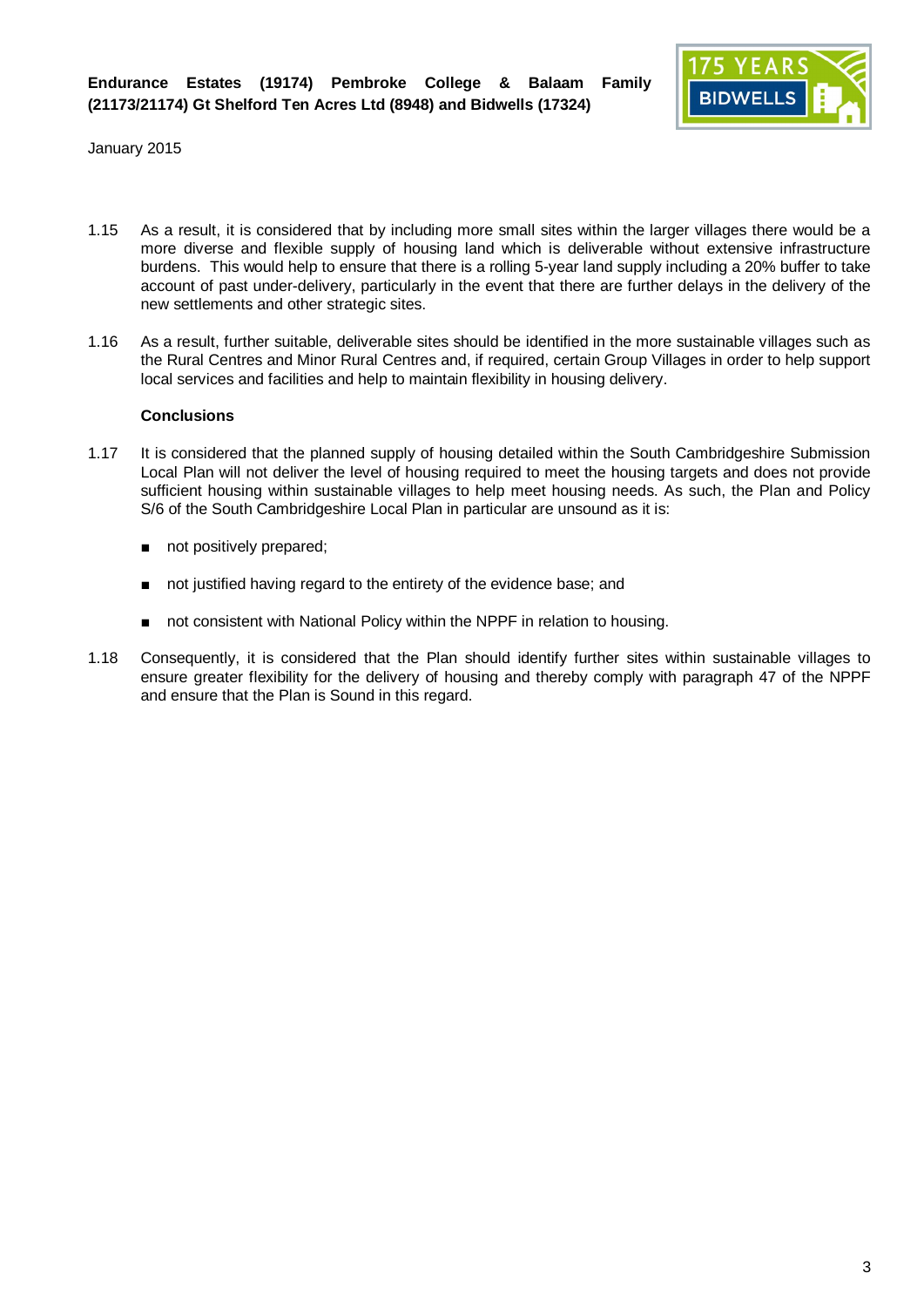1.15 As a result, it is considered that by including more small sites within the larger villages there would be a more diverse and flexible supply of housing land which is deliverable without extensive infrastructure burdens. This would help to ensure that there is a rolling 5-year land supply including a 20% buffer to take account of past under-delivery, particularly in the event that there are further delays in the delivery of the new settlements and other strategic sites.

1.16 As a result, further suitable, deliverable sites should be identified in the more sustainable villages such as the Rural Centres and Minor Rural Centres and, if required, certain Group Villages in order to help support local services and facilities and help to maintain flexibility in housing delivery.

**Conclusions**

1.17 It is considered that the planned supply of housing detailed within the South Cambridgeshire Submission Local Plan will not deliver the level of housing required to meet the housing targets and does not provide sufficient housing within sustainable villages to help meet housing needs. As such, the Plan and Policy S/6 of the South Cambridgeshire Local Plan in particular are unsound as it is:

- not positively prepared;
- not justified having regard to the entirety of the evidence base; and
- not consistent with National Policy within the NPPF in relation to housing.

1.18 Consequently, it is considered that the Plan should identify further sites within sustainable villages to ensure greater flexibility for the delivery of housing and thereby comply with paragraph 47 of the NPPF and ensure that the Plan is Sound in this regard.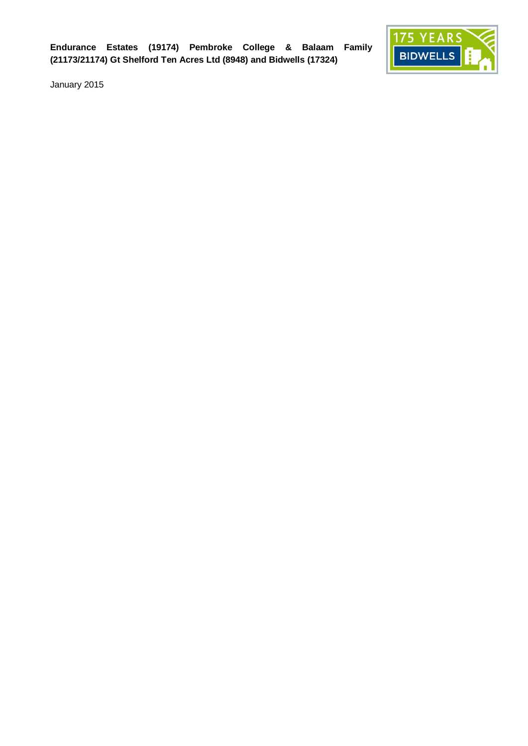**Endurance Estates (19174) Pembroke College & Balaam Family (21173/21174) Gt Shelford Ten Acres Ltd (8948) and Bidwells (17324)**

January 2015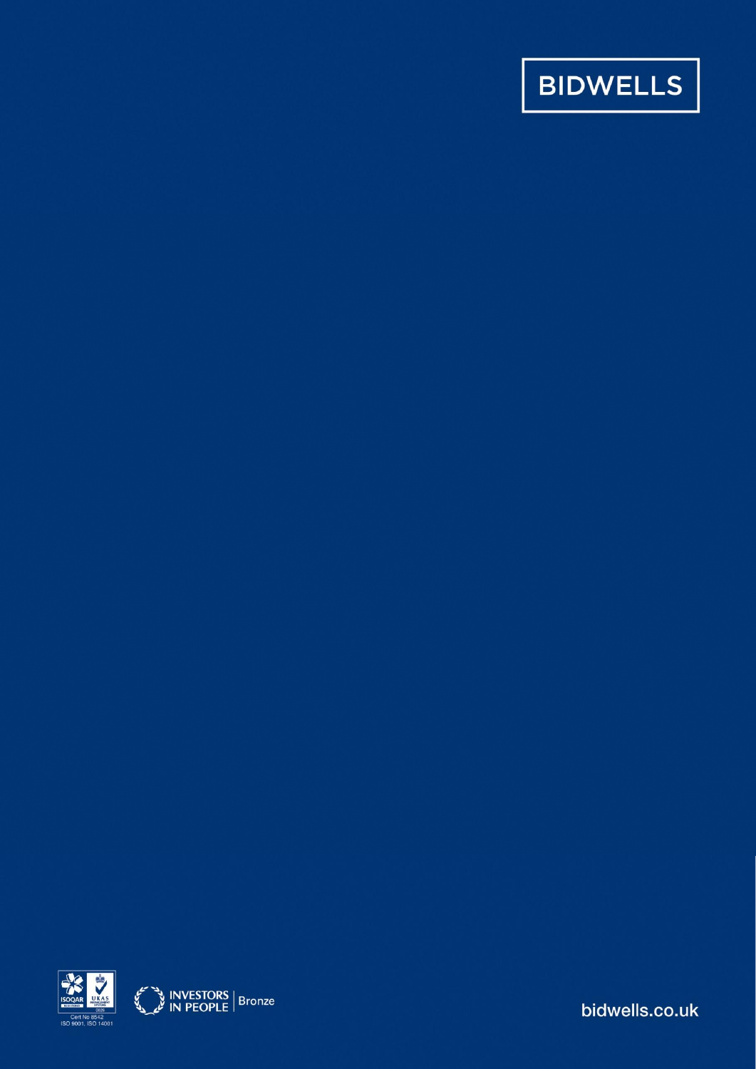BIDWELLS

Cert No 8542
ISO 9001, ISO 14001

INVESTORS IN PEOPLE | Bronze

bidwells.co.uk